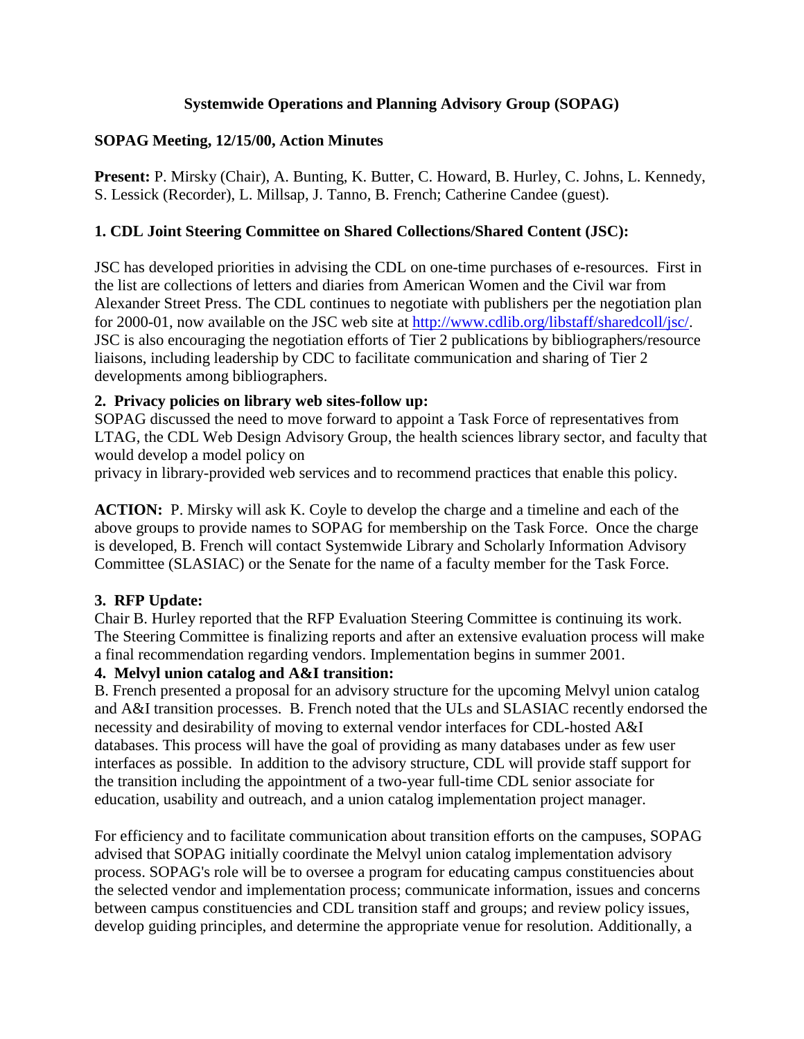# Systemwide Operations and Planning Advisory Group (SOPAG)

## SOPAG Meeting, 12/15/00, Action Minutes

**Present:** P. Mirsky (Chair), A. Bunting, K. Butter, C. Howard, B. Hurley, C. Johns, L. Kennedy, S. Lessick (Recorder), L. Millsap, J. Tanno, B. French; Catherine Candee (guest).

### 1. CDL Joint Steering Committee on Shared Collections/Shared Content (JSC):

JSC has developed priorities in advising the CDL on one-time purchases of e-resources. First in the list are collections of letters and diaries from American Women and the Civil war from Alexander Street Press. The CDL continues to negotiate with publishers per the negotiation plan for 2000-01, now available on the JSC web site at http://www.cdlib.org/libstaff/sharedcoll/jsc/. JSC is also encouraging the negotiation efforts of Tier 2 publications by bibliographers/resource liaisons, including leadership by CDC to facilitate communication and sharing of Tier 2 developments among bibliographers.

### 2. Privacy policies on library web sites-follow up:

SOPAG discussed the need to move forward to appoint a Task Force of representatives from LTAG, the CDL Web Design Advisory Group, the health sciences library sector, and faculty that would develop a model policy on privacy in library-provided web services and to recommend practices that enable this policy.

**ACTION:** P. Mirsky will ask K. Coyle to develop the charge and a timeline and each of the above groups to provide names to SOPAG for membership on the Task Force. Once the charge is developed, B. French will contact Systemwide Library and Scholarly Information Advisory Committee (SLASIAC) or the Senate for the name of a faculty member for the Task Force.

### 3. RFP Update:

Chair B. Hurley reported that the RFP Evaluation Steering Committee is continuing its work. The Steering Committee is finalizing reports and after an extensive evaluation process will make a final recommendation regarding vendors. Implementation begins in summer 2001.

### 4. Melvyl union catalog and A&I transition:

B. French presented a proposal for an advisory structure for the upcoming Melvyl union catalog and A&I transition processes. B. French noted that the ULs and SLASIAC recently endorsed the necessity and desirability of moving to external vendor interfaces for CDL-hosted A&I databases. This process will have the goal of providing as many databases under as few user interfaces as possible. In addition to the advisory structure, CDL will provide staff support for the transition including the appointment of a two-year full-time CDL senior associate for education, usability and outreach, and a union catalog implementation project manager.

For efficiency and to facilitate communication about transition efforts on the campuses, SOPAG advised that SOPAG initially coordinate the Melvyl union catalog implementation advisory process. SOPAG's role will be to oversee a program for educating campus constituencies about the selected vendor and implementation process; communicate information, issues and concerns between campus constituencies and CDL transition staff and groups; and review policy issues, develop guiding principles, and determine the appropriate venue for resolution. Additionally, a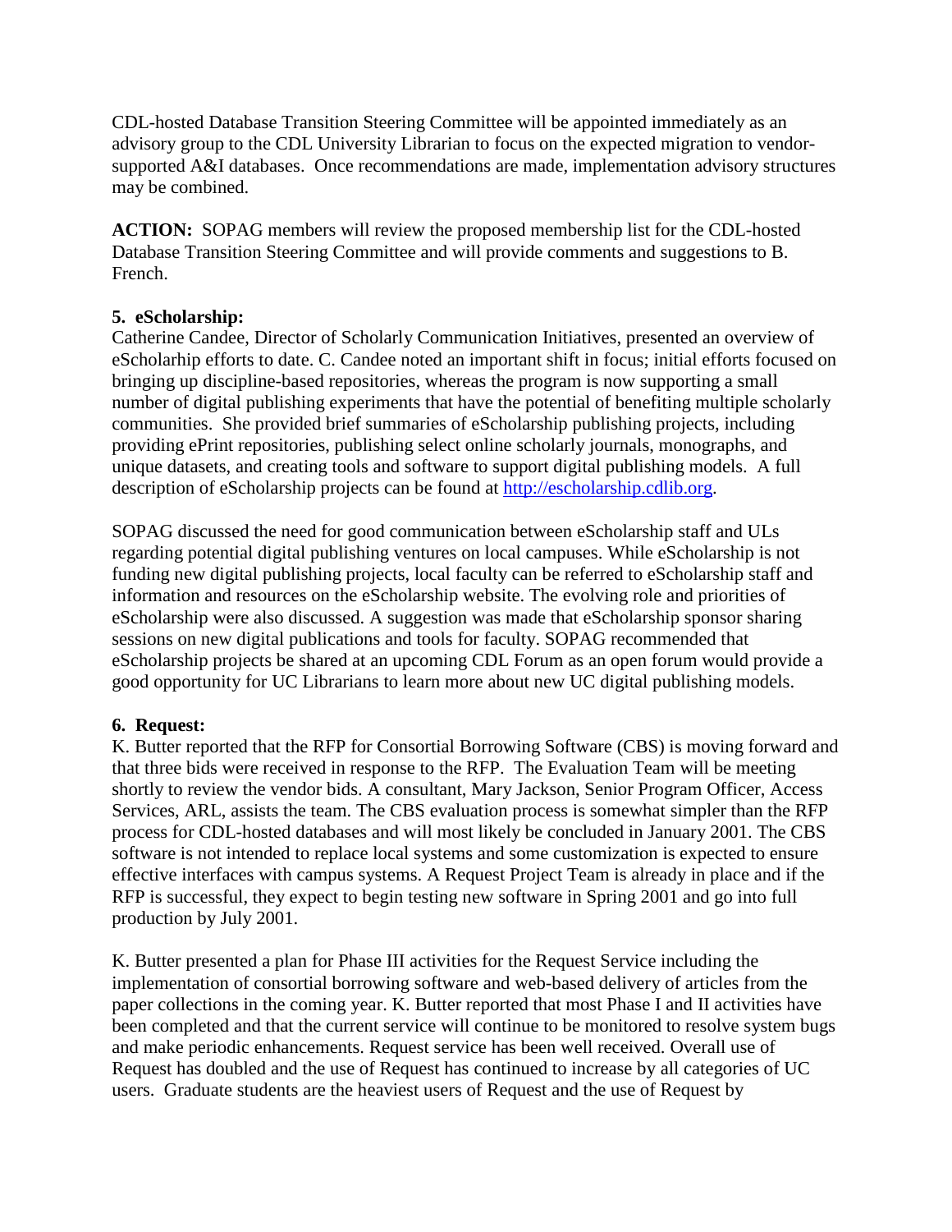CDL-hosted Database Transition Steering Committee will be appointed immediately as an advisory group to the CDL University Librarian to focus on the expected migration to vendor-supported A&I databases. Once recommendations are made, implementation advisory structures may be combined.

**ACTION:** SOPAG members will review the proposed membership list for the CDL-hosted Database Transition Steering Committee and will provide comments and suggestions to B. French.

**5. eScholarship:**

Catherine Candee, Director of Scholarly Communication Initiatives, presented an overview of eScholarhip efforts to date. C. Candee noted an important shift in focus; initial efforts focused on bringing up discipline-based repositories, whereas the program is now supporting a small number of digital publishing experiments that have the potential of benefiting multiple scholarly communities. She provided brief summaries of eScholarship publishing projects, including providing ePrint repositories, publishing select online scholarly journals, monographs, and unique datasets, and creating tools and software to support digital publishing models. A full description of eScholarship projects can be found at [http://escholarship.cdlib.org](http://escholarship.cdlib.org).

SOPAG discussed the need for good communication between eScholarship staff and ULs regarding potential digital publishing ventures on local campuses. While eScholarship is not funding new digital publishing projects, local faculty can be referred to eScholarship staff and information and resources on the eScholarship website. The evolving role and priorities of eScholarship were also discussed. A suggestion was made that eScholarship sponsor sharing sessions on new digital publications and tools for faculty. SOPAG recommended that eScholarship projects be shared at an upcoming CDL Forum as an open forum would provide a good opportunity for UC Librarians to learn more about new UC digital publishing models.

**6. Request:**

K. Butter reported that the RFP for Consortial Borrowing Software (CBS) is moving forward and that three bids were received in response to the RFP. The Evaluation Team will be meeting shortly to review the vendor bids. A consultant, Mary Jackson, Senior Program Officer, Access Services, ARL, assists the team. The CBS evaluation process is somewhat simpler than the RFP process for CDL-hosted databases and will most likely be concluded in January 2001. The CBS software is not intended to replace local systems and some customization is expected to ensure effective interfaces with campus systems. A Request Project Team is already in place and if the RFP is successful, they expect to begin testing new software in Spring 2001 and go into full production by July 2001.

K. Butter presented a plan for Phase III activities for the Request Service including the implementation of consortial borrowing software and web-based delivery of articles from the paper collections in the coming year. K. Butter reported that most Phase I and II activities have been completed and that the current service will continue to be monitored to resolve system bugs and make periodic enhancements. Request service has been well received. Overall use of Request has doubled and the use of Request has continued to increase by all categories of UC users. Graduate students are the heaviest users of Request and the use of Request by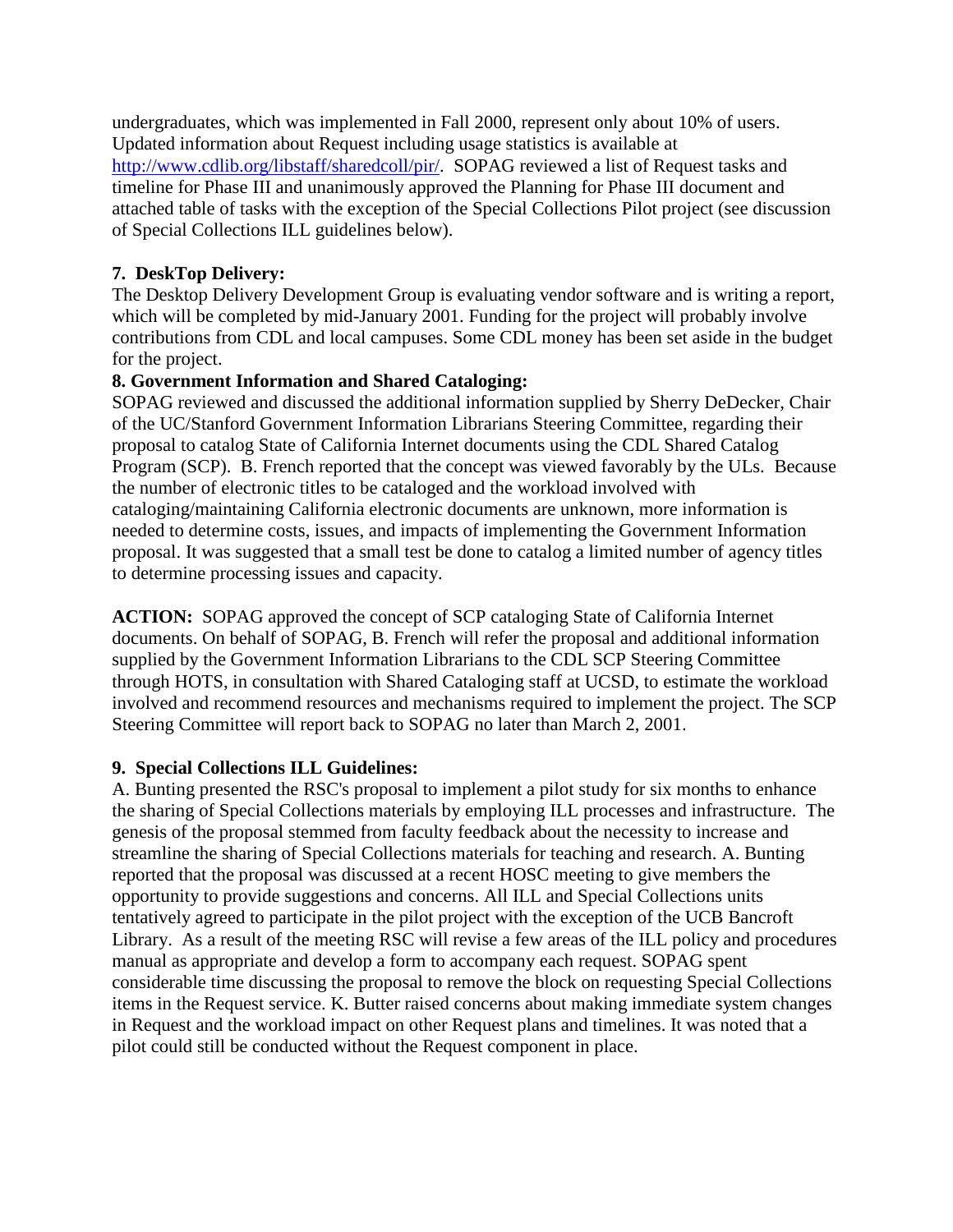undergraduates, which was implemented in Fall 2000, represent only about 10% of users. Updated information about Request including usage statistics is available at [http://www.cdlib.org/libstaff/sharedcoll/pir/](http://www.cdlib.org/libstaff/sharedcoll/pir/). SOPAG reviewed a list of Request tasks and timeline for Phase III and unanimously approved the Planning for Phase III document and attached table of tasks with the exception of the Special Collections Pilot project (see discussion of Special Collections ILL guidelines below).

**7. DeskTop Delivery:**

The Desktop Delivery Development Group is evaluating vendor software and is writing a report, which will be completed by mid-January 2001. Funding for the project will probably involve contributions from CDL and local campuses. Some CDL money has been set aside in the budget for the project.

**8. Government Information and Shared Cataloging:**

SOPAG reviewed and discussed the additional information supplied by Sherry DeDecker, Chair of the UC/Stanford Government Information Librarians Steering Committee, regarding their proposal to catalog State of California Internet documents using the CDL Shared Catalog Program (SCP). B. French reported that the concept was viewed favorably by the ULs. Because the number of electronic titles to be cataloged and the workload involved with cataloging/maintaining California electronic documents are unknown, more information is needed to determine costs, issues, and impacts of implementing the Government Information proposal. It was suggested that a small test be done to catalog a limited number of agency titles to determine processing issues and capacity.

**ACTION:** SOPAG approved the concept of SCP cataloging State of California Internet documents. On behalf of SOPAG, B. French will refer the proposal and additional information supplied by the Government Information Librarians to the CDL SCP Steering Committee through HOTS, in consultation with Shared Cataloging staff at UCSD, to estimate the workload involved and recommend resources and mechanisms required to implement the project. The SCP Steering Committee will report back to SOPAG no later than March 2, 2001.

**9. Special Collections ILL Guidelines:**

A. Bunting presented the RSC's proposal to implement a pilot study for six months to enhance the sharing of Special Collections materials by employing ILL processes and infrastructure. The genesis of the proposal stemmed from faculty feedback about the necessity to increase and streamline the sharing of Special Collections materials for teaching and research. A. Bunting reported that the proposal was discussed at a recent HOSC meeting to give members the opportunity to provide suggestions and concerns. All ILL and Special Collections units tentatively agreed to participate in the pilot project with the exception of the UCB Bancroft Library. As a result of the meeting RSC will revise a few areas of the ILL policy and procedures manual as appropriate and develop a form to accompany each request. SOPAG spent considerable time discussing the proposal to remove the block on requesting Special Collections items in the Request service. K. Butter raised concerns about making immediate system changes in Request and the workload impact on other Request plans and timelines. It was noted that a pilot could still be conducted without the Request component in place.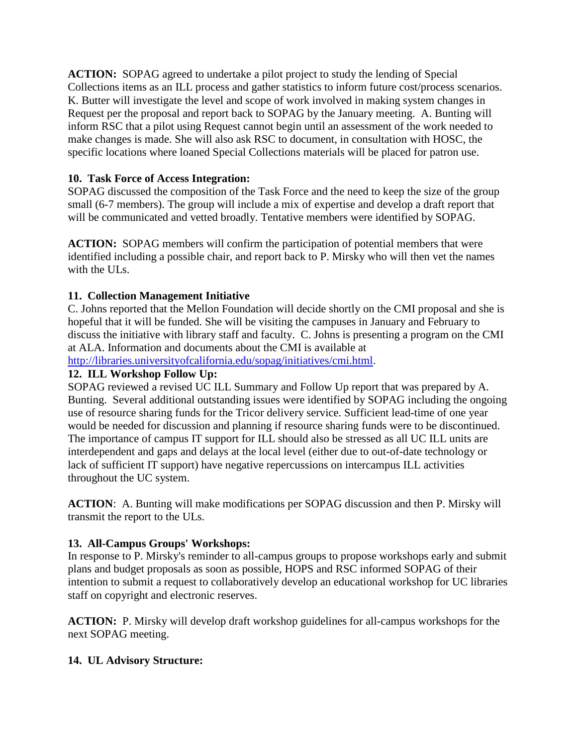**ACTION:** SOPAG agreed to undertake a pilot project to study the lending of Special Collections items as an ILL process and gather statistics to inform future cost/process scenarios. K. Butter will investigate the level and scope of work involved in making system changes in Request per the proposal and report back to SOPAG by the January meeting. A. Bunting will inform RSC that a pilot using Request cannot begin until an assessment of the work needed to make changes is made. She will also ask RSC to document, in consultation with HOSC, the specific locations where loaned Special Collections materials will be placed for patron use.

**10. Task Force of Access Integration:**

SOPAG discussed the composition of the Task Force and the need to keep the size of the group small (6-7 members). The group will include a mix of expertise and develop a draft report that will be communicated and vetted broadly. Tentative members were identified by SOPAG.

**ACTION:** SOPAG members will confirm the participation of potential members that were identified including a possible chair, and report back to P. Mirsky who will then vet the names with the ULs.

**11. Collection Management Initiative**

C. Johns reported that the Mellon Foundation will decide shortly on the CMI proposal and she is hopeful that it will be funded. She will be visiting the campuses in January and February to discuss the initiative with library staff and faculty. C. Johns is presenting a program on the CMI at ALA. Information and documents about the CMI is available at [http://libraries.universityofcalifornia.edu/sopag/initiatives/cmi.html](http://libraries.universityofcalifornia.edu/sopag/initiatives/cmi.html).

**12. ILL Workshop Follow Up:**

SOPAG reviewed a revised UC ILL Summary and Follow Up report that was prepared by A. Bunting. Several additional outstanding issues were identified by SOPAG including the ongoing use of resource sharing funds for the Tricor delivery service. Sufficient lead-time of one year would be needed for discussion and planning if resource sharing funds were to be discontinued. The importance of campus IT support for ILL should also be stressed as all UC ILL units are interdependent and gaps and delays at the local level (either due to out-of-date technology or lack of sufficient IT support) have negative repercussions on intercampus ILL activities throughout the UC system.

**ACTION**: A. Bunting will make modifications per SOPAG discussion and then P. Mirsky will transmit the report to the ULs.

**13. All-Campus Groups' Workshops:**

In response to P. Mirsky's reminder to all-campus groups to propose workshops early and submit plans and budget proposals as soon as possible, HOPS and RSC informed SOPAG of their intention to submit a request to collaboratively develop an educational workshop for UC libraries staff on copyright and electronic reserves.

**ACTION:** P. Mirsky will develop draft workshop guidelines for all-campus workshops for the next SOPAG meeting.

**14. UL Advisory Structure:**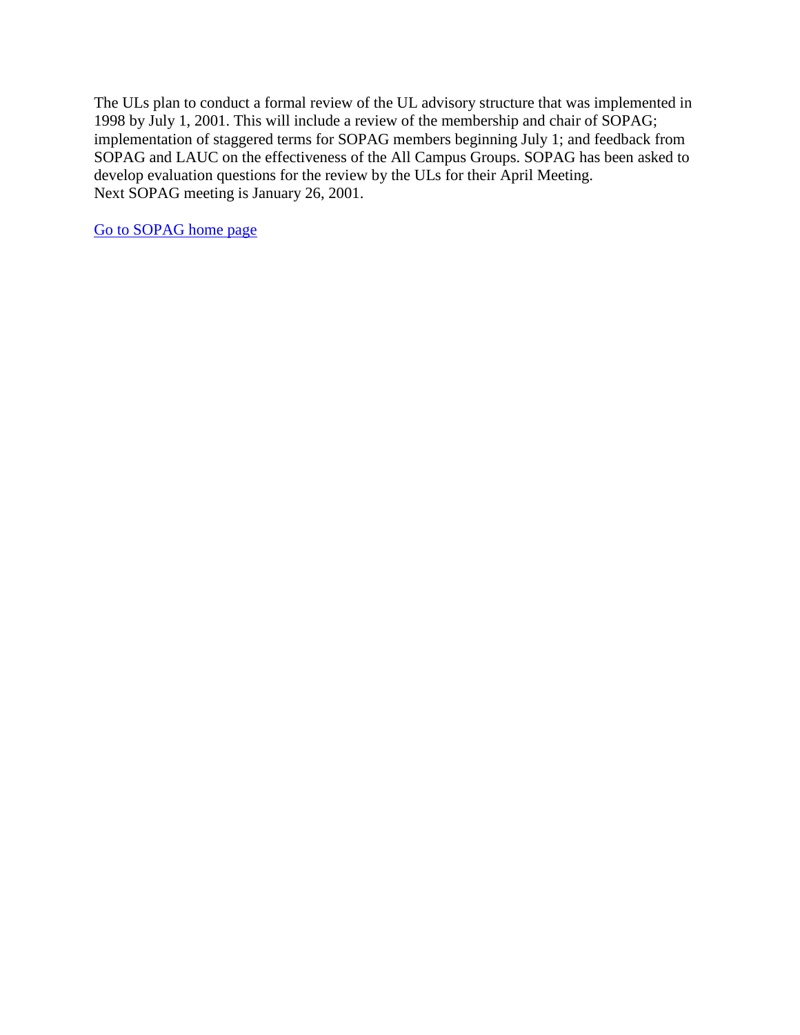The ULs plan to conduct a formal review of the UL advisory structure that was implemented in 1998 by July 1, 2001. This will include a review of the membership and chair of SOPAG; implementation of staggered terms for SOPAG members beginning July 1; and feedback from SOPAG and LAUC on the effectiveness of the All Campus Groups. SOPAG has been asked to develop evaluation questions for the review by the ULs for their April Meeting.
Next SOPAG meeting is January 26, 2001.

Go to SOPAG home page